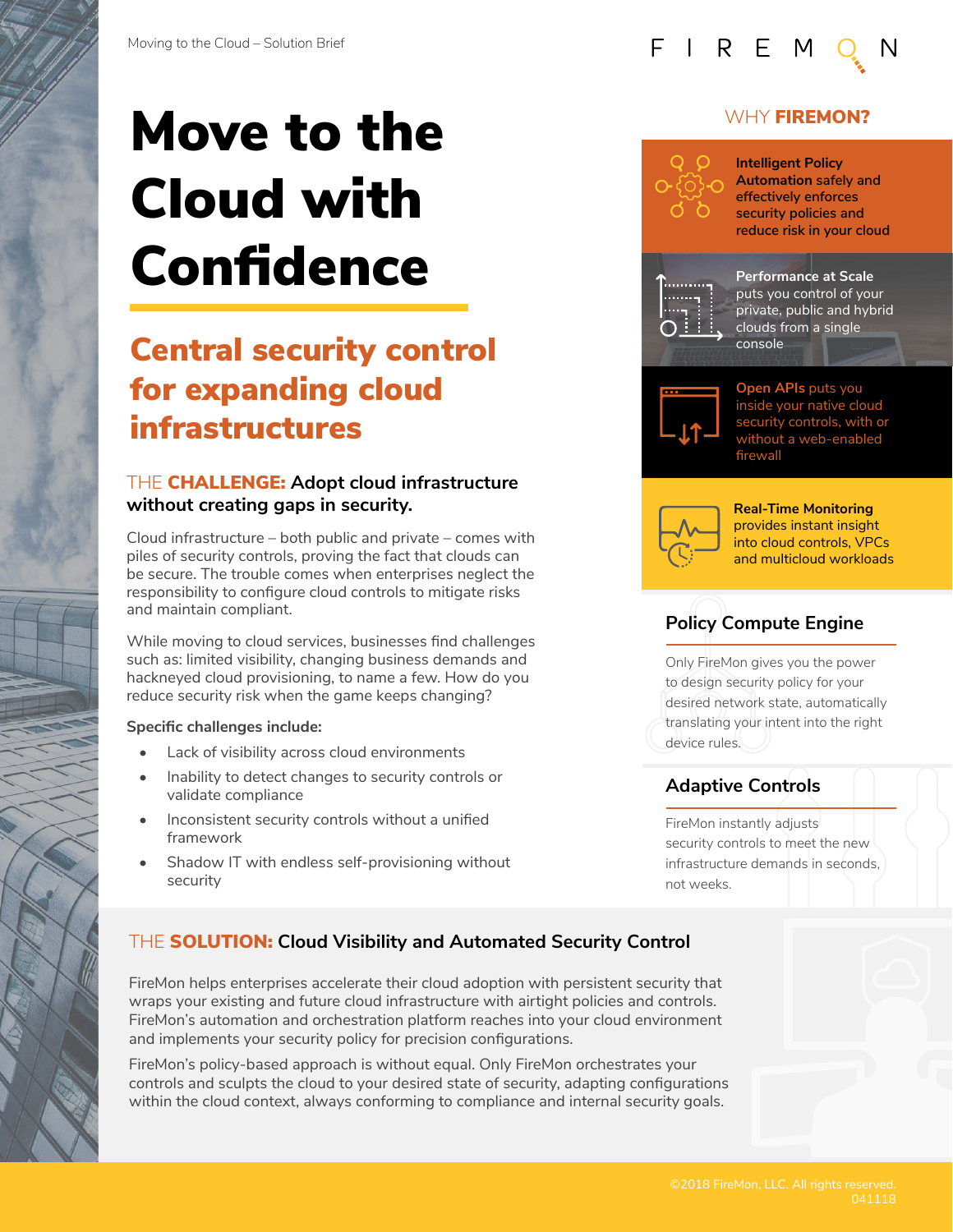# Move to the Cloud with Confidence

## Central security control for expanding cloud infrastructures

### THE **CHALLENGE:** Adopt cloud infrastructure without creating gaps in security.

Cloud infrastructure – both public and private – comes with piles of security controls, proving the fact that clouds can be secure. The trouble comes when enterprises neglect the responsibility to configure cloud controls to mitigate risks and maintain compliant.

While moving to cloud services, businesses find challenges such as: limited visibility, changing business demands and hackneyed cloud provisioning, to name a few. How do you reduce security risk when the game keeps changing?

**Specific challenges include:**

- Lack of visibility across cloud environments
- Inability to detect changes to security controls or validate compliance
- Inconsistent security controls without a unified framework
- Shadow IT with endless self-provisioning without security

## WHY **FIREMON?**

**Intelligent Policy Automation** safely and effectively enforces security policies and reduce risk in your cloud

**Performance at Scale** puts you control of your private, public and hybrid clouds from a single console

**Open APIs** puts you inside your native cloud security controls, with or without a web-enabled firewall

**Real-Time Monitoring** provides instant insight into cloud controls, VPCs and multicloud workloads

### Policy Compute Engine

Only FireMon gives you the power to design security policy for your desired network state, automatically translating your intent into the right device rules.

### Adaptive Controls

FireMon instantly adjusts security controls to meet the new infrastructure demands in seconds, not weeks.

### THE **SOLUTION:** Cloud Visibility and Automated Security Control

FireMon helps enterprises accelerate their cloud adoption with persistent security that wraps your existing and future cloud infrastructure with airtight policies and controls. FireMon's automation and orchestration platform reaches into your cloud environment and implements your security policy for precision configurations.

FireMon's policy-based approach is without equal. Only FireMon orchestrates your controls and sculpts the cloud to your desired state of security, adapting configurations within the cloud context, always conforming to compliance and internal security goals.

©2018 FireMon, LLC. All rights reserved.
041118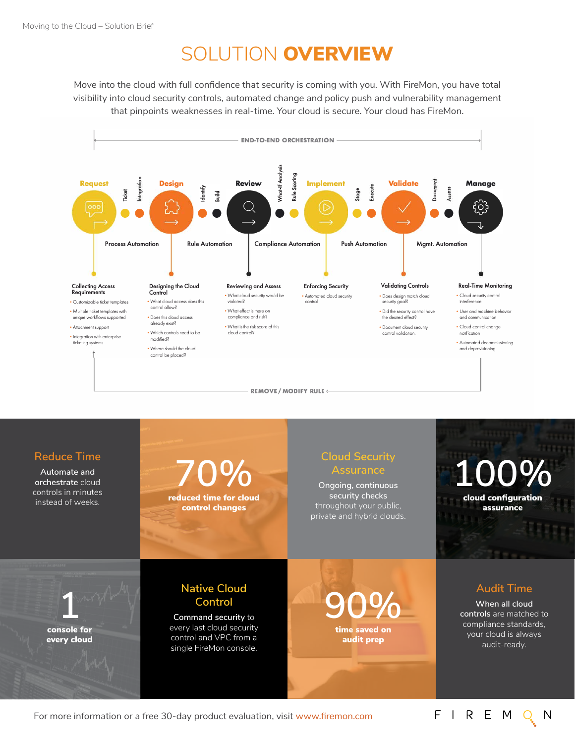# SOLUTION **OVERVIEW**

Move into the cloud with full confidence that security is coming with you. With FireMon, you have total visibility into cloud security controls, automated change and policy push and vulnerability management that pinpoints weaknesses in real-time. Your cloud is secure. Your cloud has FireMon.

END-TO-END ORCHESTRATION

Request — Ticket — Integration — Design — Identify — Build — Review — What-If Analysis — Rule Scoring — Implement — Stage — Execute — Validate — Document — Assess — Manage

Process Automation | Rule Automation | Compliance Automation | Push Automation | Mgmt. Automation

**Collecting Access Requirements**
- Customizable ticket templates
- Multiple ticket templates with unique workflows supported
- Attachment support
- Integration with enterprise ticketing systems

**Designing the Cloud Control**
- What cloud access does this control allow?
- Does this cloud access already exist?
- Which controls need to be modified?
- Where should the cloud control be placed?

**Reviewing and Assess**
- What cloud security would be violated?
- What effect is there on compliance and risk?
- What is the risk score of this cloud control?

**Enforcing Security**
- Automated cloud security control

**Validating Controls**
- Does design match cloud security goal?
- Did the security control have the desired effect?
- Document cloud security control validation.

**Real-Time Monitoring**
- Cloud security control interference
- User and machine behavior and communication
- Cloud control change notification
- Automated decommissioning and deprovisioning

REMOVE / MODIFY RULE

## Reduce Time

Automate and orchestrate cloud controls in minutes instead of weeks.

**70%**
**reduced time for cloud control changes**

## Cloud Security Assurance

Ongoing, continuous security checks throughout your public, private and hybrid clouds.

**100%**
**cloud configuration assurance**

**1**
**console for every cloud**

## Native Cloud Control

Command security to every last cloud security control and VPC from a single FireMon console.

**90%**
**time saved on audit prep**

## Audit Time

When all cloud controls are matched to compliance standards, your cloud is always audit-ready.

For more information or a free 30-day product evaluation, visit www.firemon.com

FIREMON